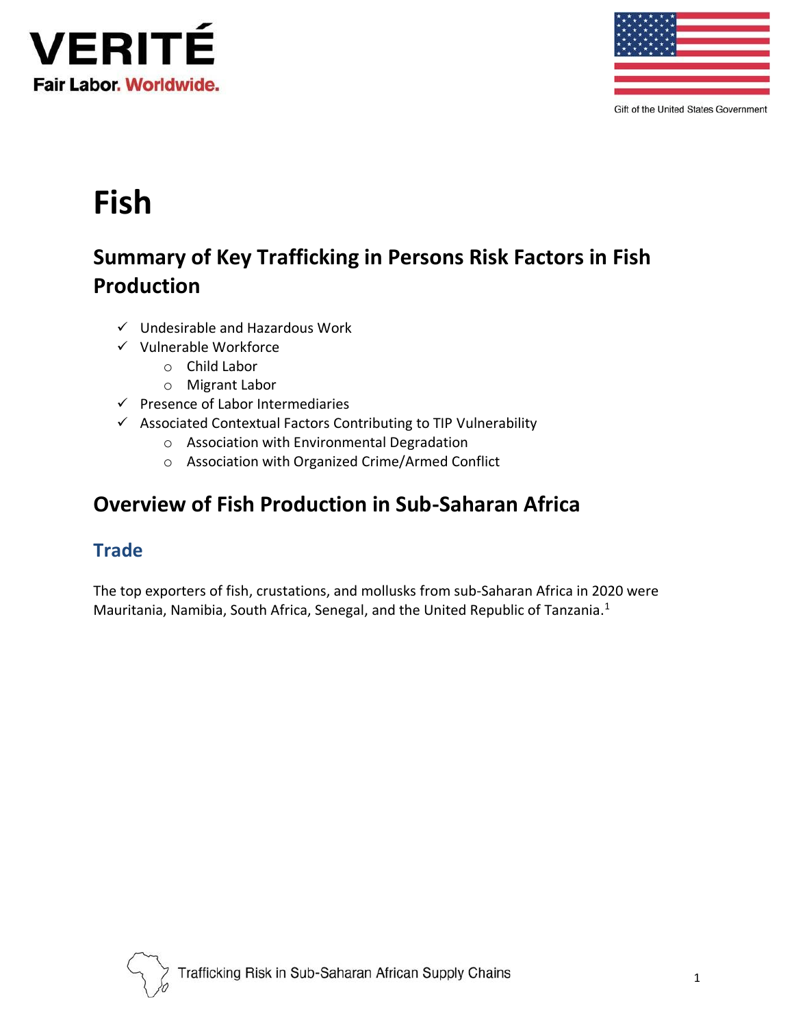VERITÉ
Fair Labor. Worldwide.

Gift of the United States Government

# Fish

## Summary of Key Trafficking in Persons Risk Factors in Fish Production

- ✓ Undesirable and Hazardous Work
- ✓ Vulnerable Workforce
  - o Child Labor
  - o Migrant Labor
- ✓ Presence of Labor Intermediaries
- ✓ Associated Contextual Factors Contributing to TIP Vulnerability
  - o Association with Environmental Degradation
  - o Association with Organized Crime/Armed Conflict

## Overview of Fish Production in Sub-Saharan Africa

### Trade

The top exporters of fish, crustations, and mollusks from sub-Saharan Africa in 2020 were Mauritania, Namibia, South Africa, Senegal, and the United Republic of Tanzania.[1]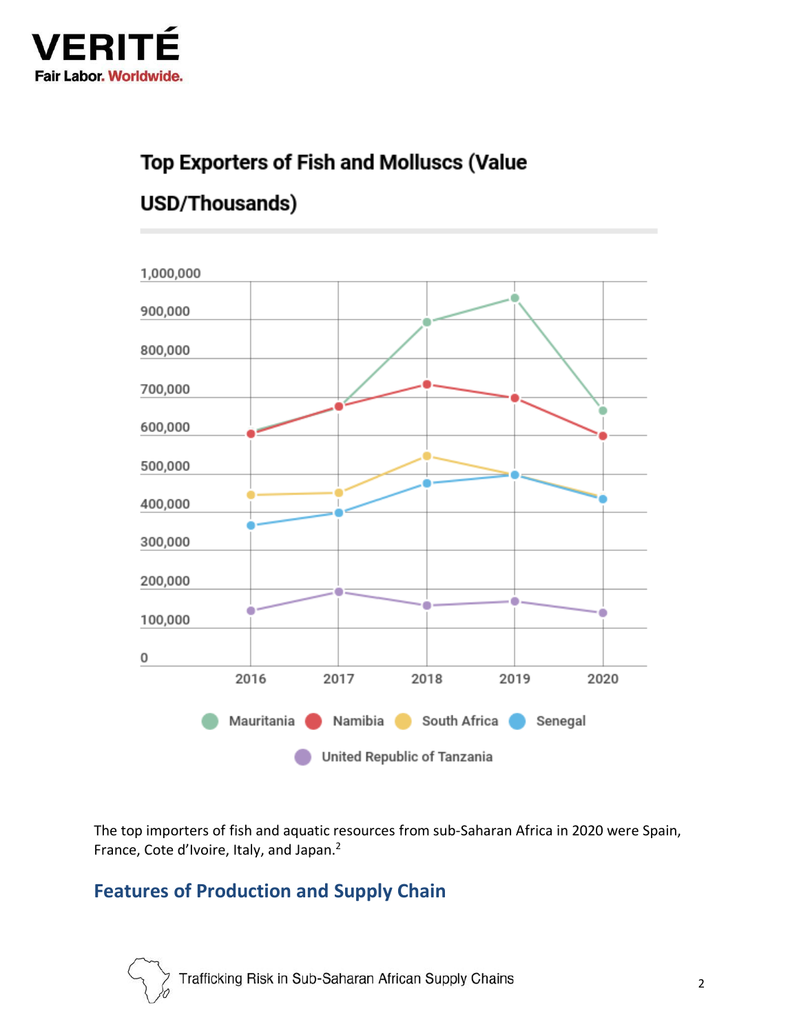## Top Exporters of Fish and Molluscs (Value USD/Thousands)

The top importers of fish and aquatic resources from sub-Saharan Africa in 2020 were Spain, France, Cote d'Ivoire, Italy, and Japan.[2]

## Features of Production and Supply Chain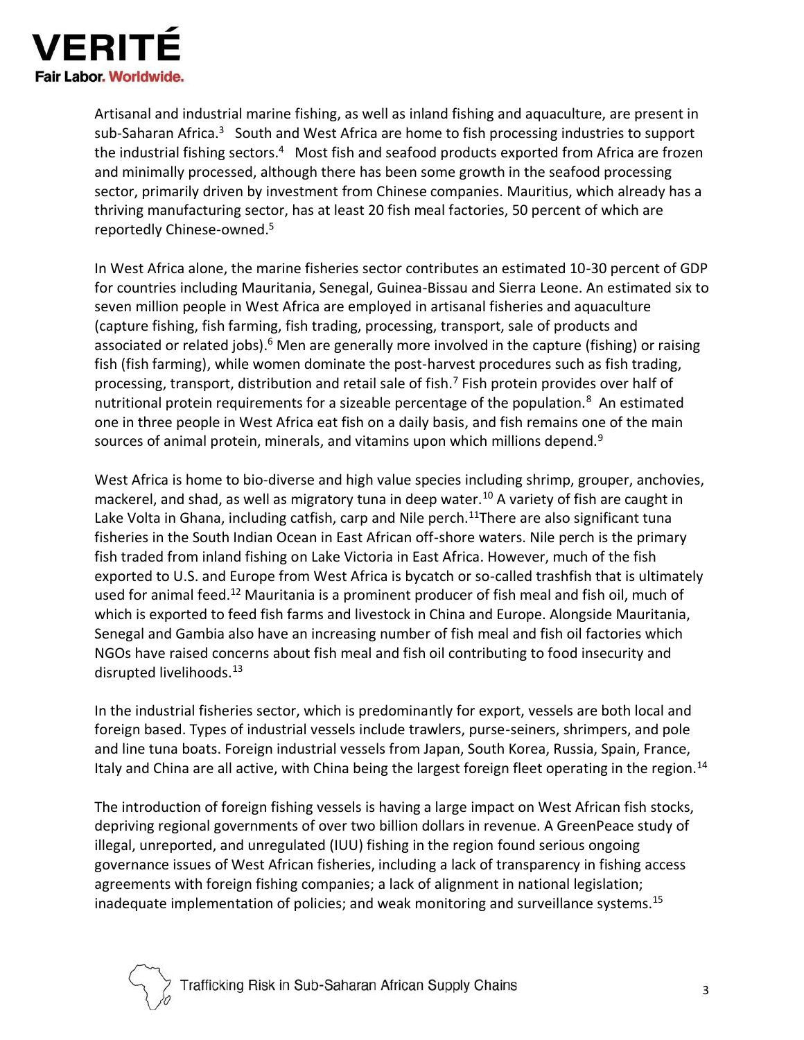Artisanal and industrial marine fishing, as well as inland fishing and aquaculture, are present in sub-Saharan Africa.[3] South and West Africa are home to fish processing industries to support the industrial fishing sectors.[4] Most fish and seafood products exported from Africa are frozen and minimally processed, although there has been some growth in the seafood processing sector, primarily driven by investment from Chinese companies. Mauritius, which already has a thriving manufacturing sector, has at least 20 fish meal factories, 50 percent of which are reportedly Chinese-owned.[5]

In West Africa alone, the marine fisheries sector contributes an estimated 10-30 percent of GDP for countries including Mauritania, Senegal, Guinea-Bissau and Sierra Leone. An estimated six to seven million people in West Africa are employed in artisanal fisheries and aquaculture (capture fishing, fish farming, fish trading, processing, transport, sale of products and associated or related jobs).[6] Men are generally more involved in the capture (fishing) or raising fish (fish farming), while women dominate the post-harvest procedures such as fish trading, processing, transport, distribution and retail sale of fish.[7] Fish protein provides over half of nutritional protein requirements for a sizeable percentage of the population.[8] An estimated one in three people in West Africa eat fish on a daily basis, and fish remains one of the main sources of animal protein, minerals, and vitamins upon which millions depend.[9]

West Africa is home to bio-diverse and high value species including shrimp, grouper, anchovies, mackerel, and shad, as well as migratory tuna in deep water.[10] A variety of fish are caught in Lake Volta in Ghana, including catfish, carp and Nile perch.[11]There are also significant tuna fisheries in the South Indian Ocean in East African off-shore waters. Nile perch is the primary fish traded from inland fishing on Lake Victoria in East Africa. However, much of the fish exported to U.S. and Europe from West Africa is bycatch or so-called trashfish that is ultimately used for animal feed.[12] Mauritania is a prominent producer of fish meal and fish oil, much of which is exported to feed fish farms and livestock in China and Europe. Alongside Mauritania, Senegal and Gambia also have an increasing number of fish meal and fish oil factories which NGOs have raised concerns about fish meal and fish oil contributing to food insecurity and disrupted livelihoods.[13]

In the industrial fisheries sector, which is predominantly for export, vessels are both local and foreign based. Types of industrial vessels include trawlers, purse-seiners, shrimpers, and pole and line tuna boats. Foreign industrial vessels from Japan, South Korea, Russia, Spain, France, Italy and China are all active, with China being the largest foreign fleet operating in the region.[14]

The introduction of foreign fishing vessels is having a large impact on West African fish stocks, depriving regional governments of over two billion dollars in revenue. A GreenPeace study of illegal, unreported, and unregulated (IUU) fishing in the region found serious ongoing governance issues of West African fisheries, including a lack of transparency in fishing access agreements with foreign fishing companies; a lack of alignment in national legislation; inadequate implementation of policies; and weak monitoring and surveillance systems.[15]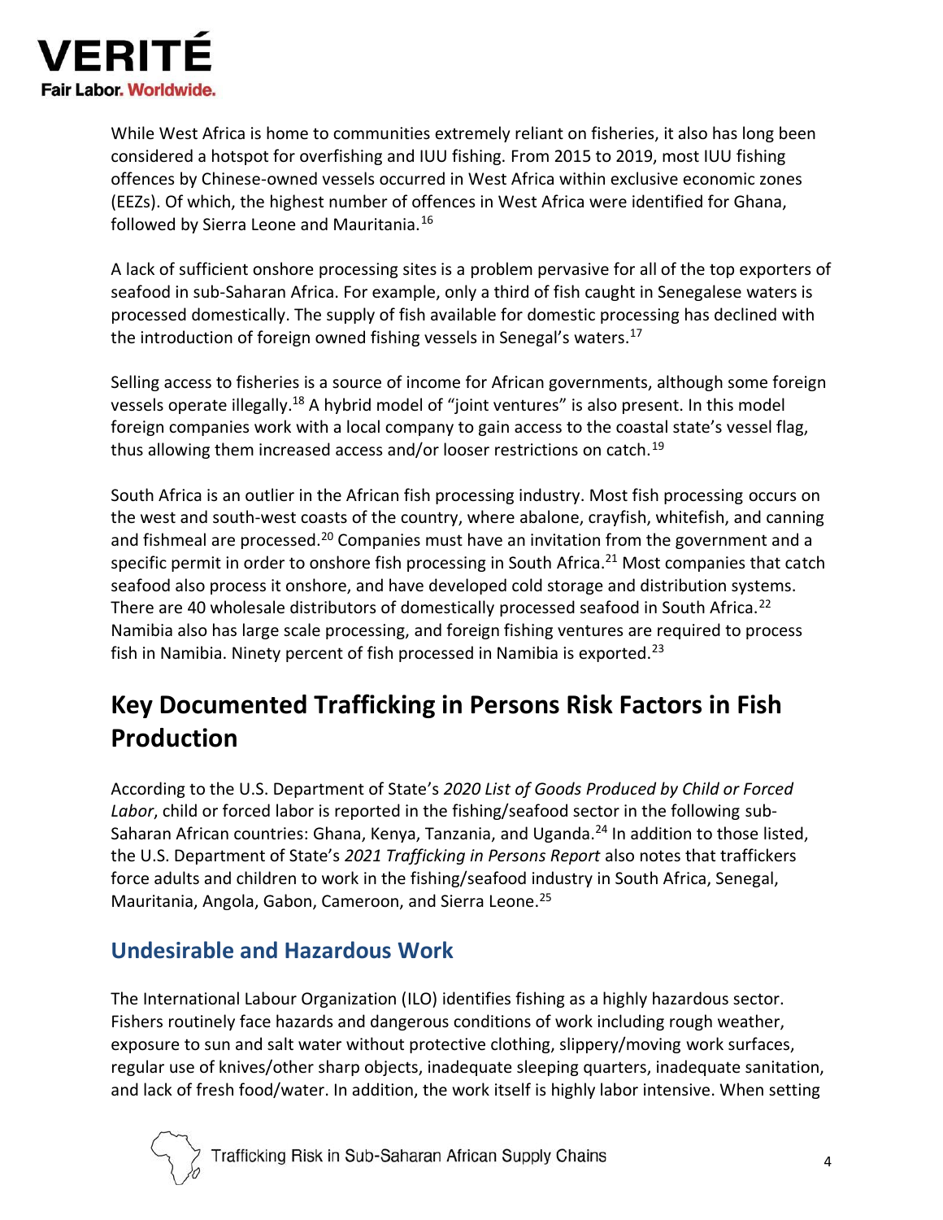While West Africa is home to communities extremely reliant on fisheries, it also has long been considered a hotspot for overfishing and IUU fishing. From 2015 to 2019, most IUU fishing offences by Chinese-owned vessels occurred in West Africa within exclusive economic zones (EEZs). Of which, the highest number of offences in West Africa were identified for Ghana, followed by Sierra Leone and Mauritania.[16]

A lack of sufficient onshore processing sites is a problem pervasive for all of the top exporters of seafood in sub-Saharan Africa. For example, only a third of fish caught in Senegalese waters is processed domestically. The supply of fish available for domestic processing has declined with the introduction of foreign owned fishing vessels in Senegal's waters.[17]

Selling access to fisheries is a source of income for African governments, although some foreign vessels operate illegally.[18] A hybrid model of "joint ventures" is also present. In this model foreign companies work with a local company to gain access to the coastal state's vessel flag, thus allowing them increased access and/or looser restrictions on catch.[19]

South Africa is an outlier in the African fish processing industry. Most fish processing occurs on the west and south-west coasts of the country, where abalone, crayfish, whitefish, and canning and fishmeal are processed.[20] Companies must have an invitation from the government and a specific permit in order to onshore fish processing in South Africa.[21] Most companies that catch seafood also process it onshore, and have developed cold storage and distribution systems. There are 40 wholesale distributors of domestically processed seafood in South Africa.[22] Namibia also has large scale processing, and foreign fishing ventures are required to process fish in Namibia. Ninety percent of fish processed in Namibia is exported.[23]

## Key Documented Trafficking in Persons Risk Factors in Fish Production

According to the U.S. Department of State's *2020 List of Goods Produced by Child or Forced Labor*, child or forced labor is reported in the fishing/seafood sector in the following sub-Saharan African countries: Ghana, Kenya, Tanzania, and Uganda.[24] In addition to those listed, the U.S. Department of State's *2021 Trafficking in Persons Report* also notes that traffickers force adults and children to work in the fishing/seafood industry in South Africa, Senegal, Mauritania, Angola, Gabon, Cameroon, and Sierra Leone.[25]

### Undesirable and Hazardous Work

The International Labour Organization (ILO) identifies fishing as a highly hazardous sector. Fishers routinely face hazards and dangerous conditions of work including rough weather, exposure to sun and salt water without protective clothing, slippery/moving work surfaces, regular use of knives/other sharp objects, inadequate sleeping quarters, inadequate sanitation, and lack of fresh food/water. In addition, the work itself is highly labor intensive. When setting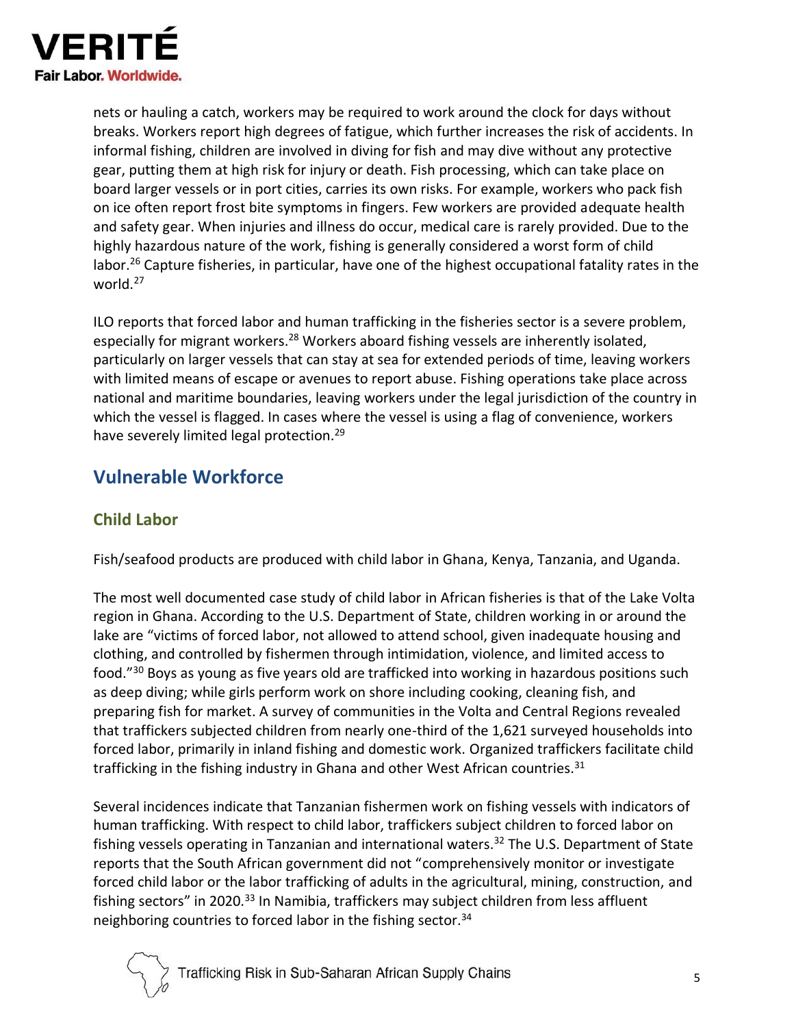nets or hauling a catch, workers may be required to work around the clock for days without breaks. Workers report high degrees of fatigue, which further increases the risk of accidents. In informal fishing, children are involved in diving for fish and may dive without any protective gear, putting them at high risk for injury or death. Fish processing, which can take place on board larger vessels or in port cities, carries its own risks. For example, workers who pack fish on ice often report frost bite symptoms in fingers. Few workers are provided adequate health and safety gear. When injuries and illness do occur, medical care is rarely provided. Due to the highly hazardous nature of the work, fishing is generally considered a worst form of child labor.[26] Capture fisheries, in particular, have one of the highest occupational fatality rates in the world.[27]

ILO reports that forced labor and human trafficking in the fisheries sector is a severe problem, especially for migrant workers.[28] Workers aboard fishing vessels are inherently isolated, particularly on larger vessels that can stay at sea for extended periods of time, leaving workers with limited means of escape or avenues to report abuse. Fishing operations take place across national and maritime boundaries, leaving workers under the legal jurisdiction of the country in which the vessel is flagged. In cases where the vessel is using a flag of convenience, workers have severely limited legal protection.[29]

## Vulnerable Workforce

### Child Labor

Fish/seafood products are produced with child labor in Ghana, Kenya, Tanzania, and Uganda.

The most well documented case study of child labor in African fisheries is that of the Lake Volta region in Ghana. According to the U.S. Department of State, children working in or around the lake are "victims of forced labor, not allowed to attend school, given inadequate housing and clothing, and controlled by fishermen through intimidation, violence, and limited access to food."[30] Boys as young as five years old are trafficked into working in hazardous positions such as deep diving; while girls perform work on shore including cooking, cleaning fish, and preparing fish for market. A survey of communities in the Volta and Central Regions revealed that traffickers subjected children from nearly one-third of the 1,621 surveyed households into forced labor, primarily in inland fishing and domestic work. Organized traffickers facilitate child trafficking in the fishing industry in Ghana and other West African countries.[31]

Several incidences indicate that Tanzanian fishermen work on fishing vessels with indicators of human trafficking. With respect to child labor, traffickers subject children to forced labor on fishing vessels operating in Tanzanian and international waters.[32] The U.S. Department of State reports that the South African government did not "comprehensively monitor or investigate forced child labor or the labor trafficking of adults in the agricultural, mining, construction, and fishing sectors" in 2020.[33] In Namibia, traffickers may subject children from less affluent neighboring countries to forced labor in the fishing sector.[34]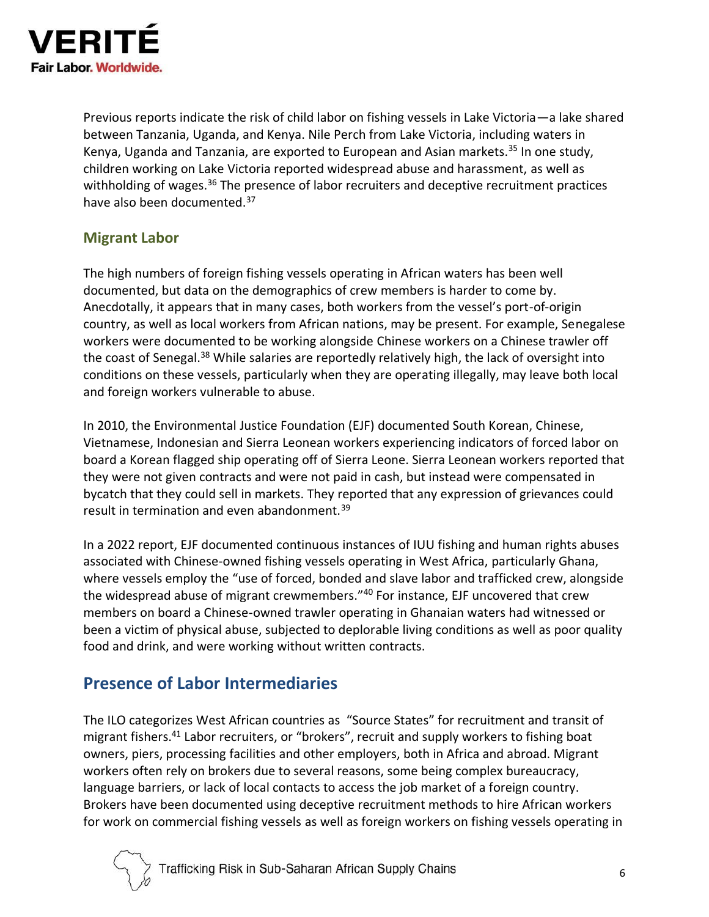Previous reports indicate the risk of child labor on fishing vessels in Lake Victoria—a lake shared between Tanzania, Uganda, and Kenya. Nile Perch from Lake Victoria, including waters in Kenya, Uganda and Tanzania, are exported to European and Asian markets.[35] In one study, children working on Lake Victoria reported widespread abuse and harassment, as well as withholding of wages.[36] The presence of labor recruiters and deceptive recruitment practices have also been documented.[37]

### Migrant Labor

The high numbers of foreign fishing vessels operating in African waters has been well documented, but data on the demographics of crew members is harder to come by. Anecdotally, it appears that in many cases, both workers from the vessel's port-of-origin country, as well as local workers from African nations, may be present. For example, Senegalese workers were documented to be working alongside Chinese workers on a Chinese trawler off the coast of Senegal.[38] While salaries are reportedly relatively high, the lack of oversight into conditions on these vessels, particularly when they are operating illegally, may leave both local and foreign workers vulnerable to abuse.

In 2010, the Environmental Justice Foundation (EJF) documented South Korean, Chinese, Vietnamese, Indonesian and Sierra Leonean workers experiencing indicators of forced labor on board a Korean flagged ship operating off of Sierra Leone. Sierra Leonean workers reported that they were not given contracts and were not paid in cash, but instead were compensated in bycatch that they could sell in markets. They reported that any expression of grievances could result in termination and even abandonment.[39]

In a 2022 report, EJF documented continuous instances of IUU fishing and human rights abuses associated with Chinese-owned fishing vessels operating in West Africa, particularly Ghana, where vessels employ the "use of forced, bonded and slave labor and trafficked crew, alongside the widespread abuse of migrant crewmembers."[40] For instance, EJF uncovered that crew members on board a Chinese-owned trawler operating in Ghanaian waters had witnessed or been a victim of physical abuse, subjected to deplorable living conditions as well as poor quality food and drink, and were working without written contracts.

## Presence of Labor Intermediaries

The ILO categorizes West African countries as "Source States" for recruitment and transit of migrant fishers.[41] Labor recruiters, or "brokers", recruit and supply workers to fishing boat owners, piers, processing facilities and other employers, both in Africa and abroad. Migrant workers often rely on brokers due to several reasons, some being complex bureaucracy, language barriers, or lack of local contacts to access the job market of a foreign country. Brokers have been documented using deceptive recruitment methods to hire African workers for work on commercial fishing vessels as well as foreign workers on fishing vessels operating in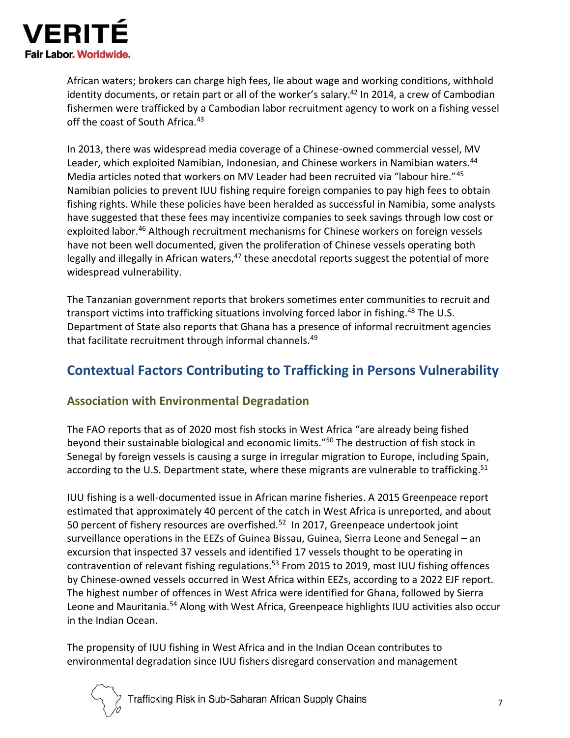African waters; brokers can charge high fees, lie about wage and working conditions, withhold identity documents, or retain part or all of the worker's salary.[42] In 2014, a crew of Cambodian fishermen were trafficked by a Cambodian labor recruitment agency to work on a fishing vessel off the coast of South Africa.[43]

In 2013, there was widespread media coverage of a Chinese-owned commercial vessel, MV Leader, which exploited Namibian, Indonesian, and Chinese workers in Namibian waters.[44] Media articles noted that workers on MV Leader had been recruited via "labour hire."[45] Namibian policies to prevent IUU fishing require foreign companies to pay high fees to obtain fishing rights. While these policies have been heralded as successful in Namibia, some analysts have suggested that these fees may incentivize companies to seek savings through low cost or exploited labor.[46] Although recruitment mechanisms for Chinese workers on foreign vessels have not been well documented, given the proliferation of Chinese vessels operating both legally and illegally in African waters,[47] these anecdotal reports suggest the potential of more widespread vulnerability.

The Tanzanian government reports that brokers sometimes enter communities to recruit and transport victims into trafficking situations involving forced labor in fishing.[48] The U.S. Department of State also reports that Ghana has a presence of informal recruitment agencies that facilitate recruitment through informal channels.[49]

## Contextual Factors Contributing to Trafficking in Persons Vulnerability

### Association with Environmental Degradation

The FAO reports that as of 2020 most fish stocks in West Africa "are already being fished beyond their sustainable biological and economic limits."[50] The destruction of fish stock in Senegal by foreign vessels is causing a surge in irregular migration to Europe, including Spain, according to the U.S. Department state, where these migrants are vulnerable to trafficking.[51]

IUU fishing is a well-documented issue in African marine fisheries. A 2015 Greenpeace report estimated that approximately 40 percent of the catch in West Africa is unreported, and about 50 percent of fishery resources are overfished.[52] In 2017, Greenpeace undertook joint surveillance operations in the EEZs of Guinea Bissau, Guinea, Sierra Leone and Senegal – an excursion that inspected 37 vessels and identified 17 vessels thought to be operating in contravention of relevant fishing regulations.[53] From 2015 to 2019, most IUU fishing offences by Chinese-owned vessels occurred in West Africa within EEZs, according to a 2022 EJF report. The highest number of offences in West Africa were identified for Ghana, followed by Sierra Leone and Mauritania.[54] Along with West Africa, Greenpeace highlights IUU activities also occur in the Indian Ocean.

The propensity of IUU fishing in West Africa and in the Indian Ocean contributes to environmental degradation since IUU fishers disregard conservation and management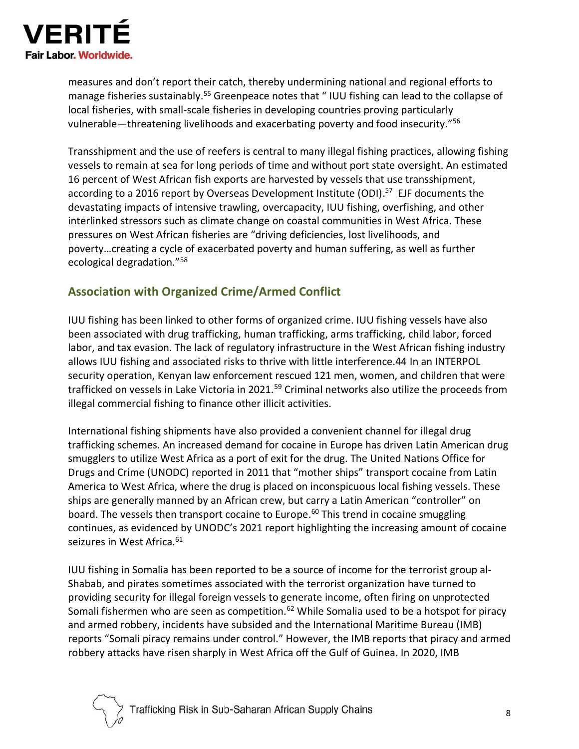measures and don't report their catch, thereby undermining national and regional efforts to manage fisheries sustainably.[55] Greenpeace notes that " IUU fishing can lead to the collapse of local fisheries, with small-scale fisheries in developing countries proving particularly vulnerable—threatening livelihoods and exacerbating poverty and food insecurity."[56]

Transshipment and the use of reefers is central to many illegal fishing practices, allowing fishing vessels to remain at sea for long periods of time and without port state oversight. An estimated 16 percent of West African fish exports are harvested by vessels that use transshipment, according to a 2016 report by Overseas Development Institute (ODI).[57] EJF documents the devastating impacts of intensive trawling, overcapacity, IUU fishing, overfishing, and other interlinked stressors such as climate change on coastal communities in West Africa. These pressures on West African fisheries are "driving deficiencies, lost livelihoods, and poverty…creating a cycle of exacerbated poverty and human suffering, as well as further ecological degradation."[58]

## Association with Organized Crime/Armed Conflict

IUU fishing has been linked to other forms of organized crime. IUU fishing vessels have also been associated with drug trafficking, human trafficking, arms trafficking, child labor, forced labor, and tax evasion. The lack of regulatory infrastructure in the West African fishing industry allows IUU fishing and associated risks to thrive with little interference.44 In an INTERPOL security operation, Kenyan law enforcement rescued 121 men, women, and children that were trafficked on vessels in Lake Victoria in 2021.[59] Criminal networks also utilize the proceeds from illegal commercial fishing to finance other illicit activities.

International fishing shipments have also provided a convenient channel for illegal drug trafficking schemes. An increased demand for cocaine in Europe has driven Latin American drug smugglers to utilize West Africa as a port of exit for the drug. The United Nations Office for Drugs and Crime (UNODC) reported in 2011 that "mother ships" transport cocaine from Latin America to West Africa, where the drug is placed on inconspicuous local fishing vessels. These ships are generally manned by an African crew, but carry a Latin American "controller" on board. The vessels then transport cocaine to Europe.[60] This trend in cocaine smuggling continues, as evidenced by UNODC's 2021 report highlighting the increasing amount of cocaine seizures in West Africa.[61]

IUU fishing in Somalia has been reported to be a source of income for the terrorist group al-Shabab, and pirates sometimes associated with the terrorist organization have turned to providing security for illegal foreign vessels to generate income, often firing on unprotected Somali fishermen who are seen as competition.[62] While Somalia used to be a hotspot for piracy and armed robbery, incidents have subsided and the International Maritime Bureau (IMB) reports "Somali piracy remains under control." However, the IMB reports that piracy and armed robbery attacks have risen sharply in West Africa off the Gulf of Guinea. In 2020, IMB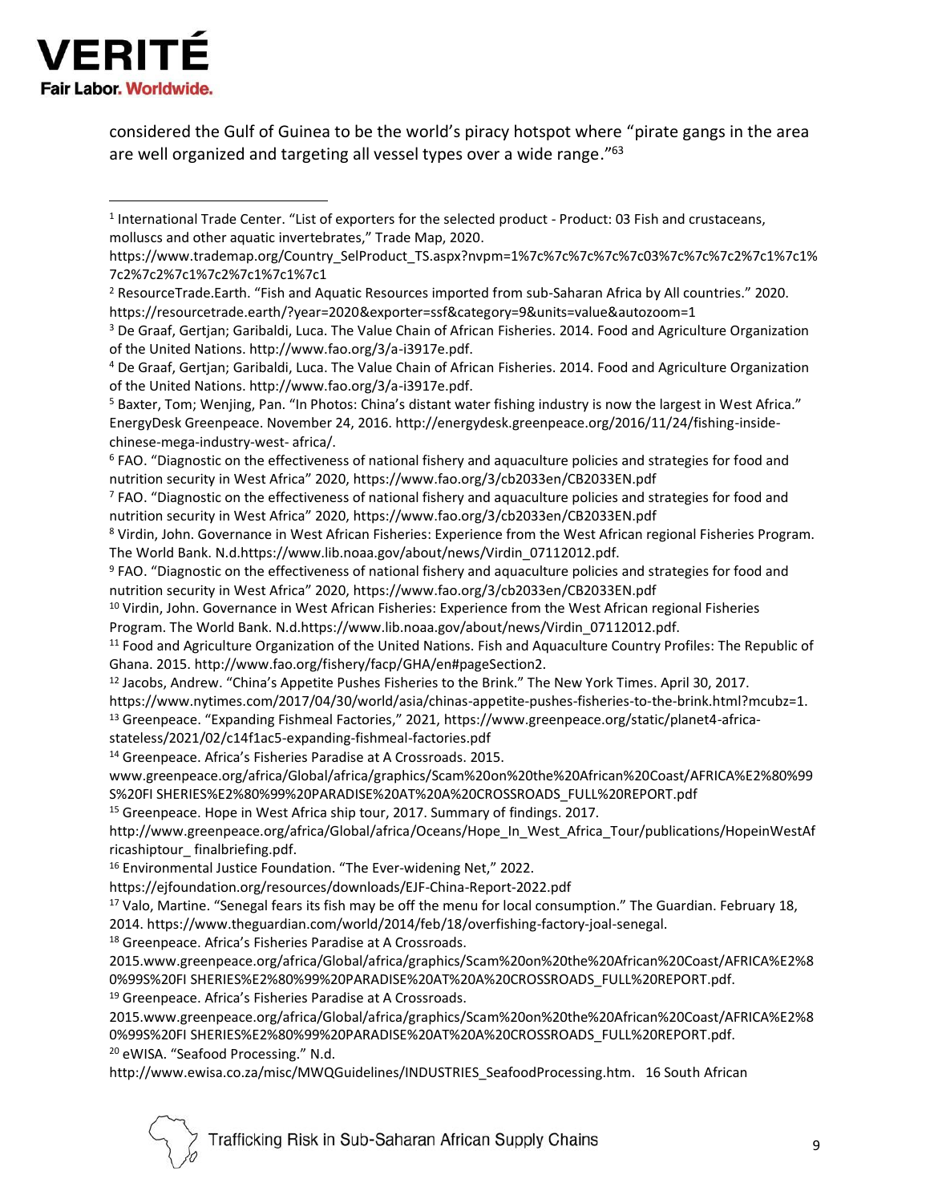considered the Gulf of Guinea to be the world's piracy hotspot where "pirate gangs in the area are well organized and targeting all vessel types over a wide range."[63]

---

[1] International Trade Center. "List of exporters for the selected product - Product: 03 Fish and crustaceans, molluscs and other aquatic invertebrates," Trade Map, 2020. https://www.trademap.org/Country_SelProduct_TS.aspx?nvpm=1%7c%7c%7c%7c%7c%7c03%7c%7c%7c%7c2%7c1%7c1%7c2%7c2%7c1%7c2%7c1%7c1%7c1

[2] ResourceTrade.Earth. "Fish and Aquatic Resources imported from sub-Saharan Africa by All countries." 2020. https://resourcetrade.earth/?year=2020&exporter=ssf&category=9&units=value&autozoom=1

[3] De Graaf, Gertjan; Garibaldi, Luca. The Value Chain of African Fisheries. 2014. Food and Agriculture Organization of the United Nations. http://www.fao.org/3/a-i3917e.pdf.

[4] De Graaf, Gertjan; Garibaldi, Luca. The Value Chain of African Fisheries. 2014. Food and Agriculture Organization of the United Nations. http://www.fao.org/3/a-i3917e.pdf.

[5] Baxter, Tom; Wenjing, Pan. "In Photos: China's distant water fishing industry is now the largest in West Africa." EnergyDesk Greenpeace. November 24, 2016. http://energydesk.greenpeace.org/2016/11/24/fishing-inside-chinese-mega-industry-west- africa/.

[6] FAO. "Diagnostic on the effectiveness of national fishery and aquaculture policies and strategies for food and nutrition security in West Africa" 2020, https://www.fao.org/3/cb2033en/CB2033EN.pdf

[7] FAO. "Diagnostic on the effectiveness of national fishery and aquaculture policies and strategies for food and nutrition security in West Africa" 2020, https://www.fao.org/3/cb2033en/CB2033EN.pdf

[8] Virdin, John. Governance in West African Fisheries: Experience from the West African regional Fisheries Program. The World Bank. N.d.https://www.lib.noaa.gov/about/news/Virdin_07112012.pdf.

[9] FAO. "Diagnostic on the effectiveness of national fishery and aquaculture policies and strategies for food and nutrition security in West Africa" 2020, https://www.fao.org/3/cb2033en/CB2033EN.pdf

[10] Virdin, John. Governance in West African Fisheries: Experience from the West African regional Fisheries Program. The World Bank. N.d.https://www.lib.noaa.gov/about/news/Virdin_07112012.pdf.

[11] Food and Agriculture Organization of the United Nations. Fish and Aquaculture Country Profiles: The Republic of Ghana. 2015. http://www.fao.org/fishery/facp/GHA/en#pageSection2.

[12] Jacobs, Andrew. "China's Appetite Pushes Fisheries to the Brink." The New York Times. April 30, 2017. https://www.nytimes.com/2017/04/30/world/asia/chinas-appetite-pushes-fisheries-to-the-brink.html?mcubz=1.

[13] Greenpeace. "Expanding Fishmeal Factories," 2021, https://www.greenpeace.org/static/planet4-africa-stateless/2021/02/c14f1ac5-expanding-fishmeal-factories.pdf

[14] Greenpeace. Africa's Fisheries Paradise at A Crossroads. 2015. www.greenpeace.org/africa/Global/africa/graphics/Scam%20on%20the%20African%20Coast/AFRICA%E2%80%99S%20FI SHERIES%E2%80%99%20PARADISE%20AT%20A%20CROSSROADS_FULL%20REPORT.pdf

[15] Greenpeace. Hope in West Africa ship tour, 2017. Summary of findings. 2017. http://www.greenpeace.org/africa/Global/africa/Oceans/Hope_In_West_Africa_Tour/publications/HopeinWestAfricashiptour_ finalbriefing.pdf.

[16] Environmental Justice Foundation. "The Ever-widening Net," 2022. https://ejfoundation.org/resources/downloads/EJF-China-Report-2022.pdf

[17] Valo, Martine. "Senegal fears its fish may be off the menu for local consumption." The Guardian. February 18, 2014. https://www.theguardian.com/world/2014/feb/18/overfishing-factory-joal-senegal.

[18] Greenpeace. Africa's Fisheries Paradise at A Crossroads. 2015.www.greenpeace.org/africa/Global/africa/graphics/Scam%20on%20the%20African%20Coast/AFRICA%E2%80%99S%20FI SHERIES%E2%80%99%20PARADISE%20AT%20A%20CROSSROADS_FULL%20REPORT.pdf.

[19] Greenpeace. Africa's Fisheries Paradise at A Crossroads. 2015.www.greenpeace.org/africa/Global/africa/graphics/Scam%20on%20the%20African%20Coast/AFRICA%E2%80%99S%20FI SHERIES%E2%80%99%20PARADISE%20AT%20A%20CROSSROADS_FULL%20REPORT.pdf.

[20] eWISA. "Seafood Processing." N.d. http://www.ewisa.co.za/misc/MWQGuidelines/INDUSTRIES_SeafoodProcessing.htm. 16 South African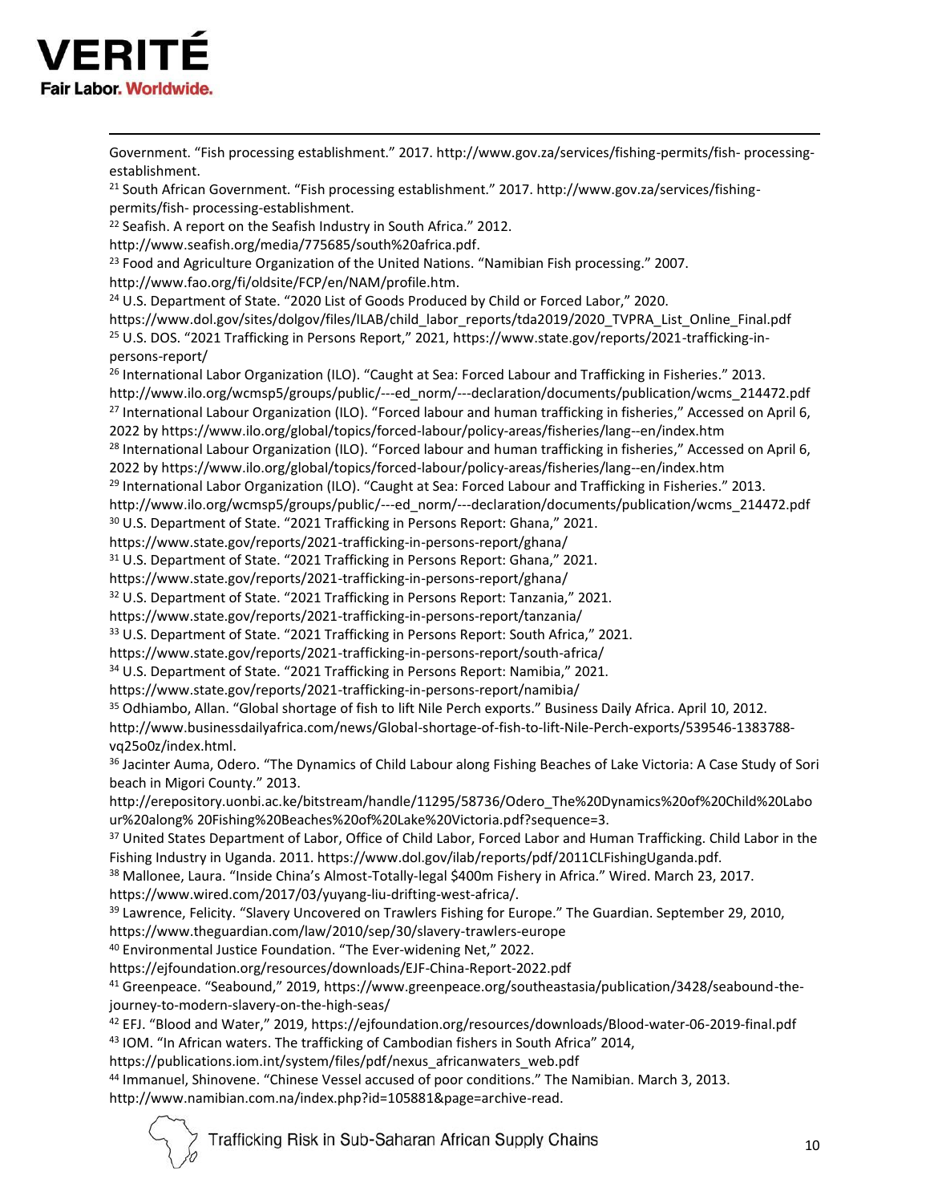Government. “Fish processing establishment.” 2017. http://www.gov.za/services/fishing-permits/fish- processing-establishment.

[21] South African Government. “Fish processing establishment.” 2017. http://www.gov.za/services/fishing-permits/fish- processing-establishment.

[22] Seafish. A report on the Seafish Industry in South Africa.” 2012. http://www.seafish.org/media/775685/south%20africa.pdf.

[23] Food and Agriculture Organization of the United Nations. “Namibian Fish processing.” 2007. http://www.fao.org/fi/oldsite/FCP/en/NAM/profile.htm.

[24] U.S. Department of State. “2020 List of Goods Produced by Child or Forced Labor,” 2020. https://www.dol.gov/sites/dolgov/files/ILAB/child_labor_reports/tda2019/2020_TVPRA_List_Online_Final.pdf

[25] U.S. DOS. “2021 Trafficking in Persons Report,” 2021, https://www.state.gov/reports/2021-trafficking-in-persons-report/

[26] International Labor Organization (ILO). “Caught at Sea: Forced Labour and Trafficking in Fisheries.” 2013. http://www.ilo.org/wcmsp5/groups/public/---ed_norm/---declaration/documents/publication/wcms_214472.pdf

[27] International Labour Organization (ILO). “Forced labour and human trafficking in fisheries,” Accessed on April 6, 2022 by https://www.ilo.org/global/topics/forced-labour/policy-areas/fisheries/lang--en/index.htm

[28] International Labour Organization (ILO). “Forced labour and human trafficking in fisheries,” Accessed on April 6, 2022 by https://www.ilo.org/global/topics/forced-labour/policy-areas/fisheries/lang--en/index.htm

[29] International Labor Organization (ILO). “Caught at Sea: Forced Labour and Trafficking in Fisheries.” 2013. http://www.ilo.org/wcmsp5/groups/public/---ed_norm/---declaration/documents/publication/wcms_214472.pdf

[30] U.S. Department of State. “2021 Trafficking in Persons Report: Ghana,” 2021. https://www.state.gov/reports/2021-trafficking-in-persons-report/ghana/

[31] U.S. Department of State. “2021 Trafficking in Persons Report: Ghana,” 2021. https://www.state.gov/reports/2021-trafficking-in-persons-report/ghana/

[32] U.S. Department of State. “2021 Trafficking in Persons Report: Tanzania,” 2021. https://www.state.gov/reports/2021-trafficking-in-persons-report/tanzania/

[33] U.S. Department of State. “2021 Trafficking in Persons Report: South Africa,” 2021. https://www.state.gov/reports/2021-trafficking-in-persons-report/south-africa/

[34] U.S. Department of State. “2021 Trafficking in Persons Report: Namibia,” 2021. https://www.state.gov/reports/2021-trafficking-in-persons-report/namibia/

[35] Odhiambo, Allan. “Global shortage of fish to lift Nile Perch exports.” Business Daily Africa. April 10, 2012. http://www.businessdailyafrica.com/news/Global-shortage-of-fish-to-lift-Nile-Perch-exports/539546-1383788-vq25o0z/index.html.

[36] Jacinter Auma, Odero. “The Dynamics of Child Labour along Fishing Beaches of Lake Victoria: A Case Study of Sori beach in Migori County.” 2013. http://erepository.uonbi.ac.ke/bitstream/handle/11295/58736/Odero_The%20Dynamics%20of%20Child%20Labour%20along% 20Fishing%20Beaches%20of%20Lake%20Victoria.pdf?sequence=3.

[37] United States Department of Labor, Office of Child Labor, Forced Labor and Human Trafficking. Child Labor in the Fishing Industry in Uganda. 2011. https://www.dol.gov/ilab/reports/pdf/2011CLFishingUganda.pdf.

[38] Mallonee, Laura. “Inside China's Almost-Totally-legal $400m Fishery in Africa.” Wired. March 23, 2017. https://www.wired.com/2017/03/yuyang-liu-drifting-west-africa/.

[39] Lawrence, Felicity. “Slavery Uncovered on Trawlers Fishing for Europe.” The Guardian. September 29, 2010, https://www.theguardian.com/law/2010/sep/30/slavery-trawlers-europe

[40] Environmental Justice Foundation. “The Ever-widening Net,” 2022. https://ejfoundation.org/resources/downloads/EJF-China-Report-2022.pdf

[41] Greenpeace. “Seabound,” 2019, https://www.greenpeace.org/southeastasia/publication/3428/seabound-the-journey-to-modern-slavery-on-the-high-seas/

[42] EFJ. “Blood and Water,” 2019, https://ejfoundation.org/resources/downloads/Blood-water-06-2019-final.pdf

[43] IOM. “In African waters. The trafficking of Cambodian fishers in South Africa” 2014, https://publications.iom.int/system/files/pdf/nexus_africanwaters_web.pdf

[44] Immanuel, Shinovene. “Chinese Vessel accused of poor conditions.” The Namibian. March 3, 2013. http://www.namibian.com.na/index.php?id=105881&page=archive-read.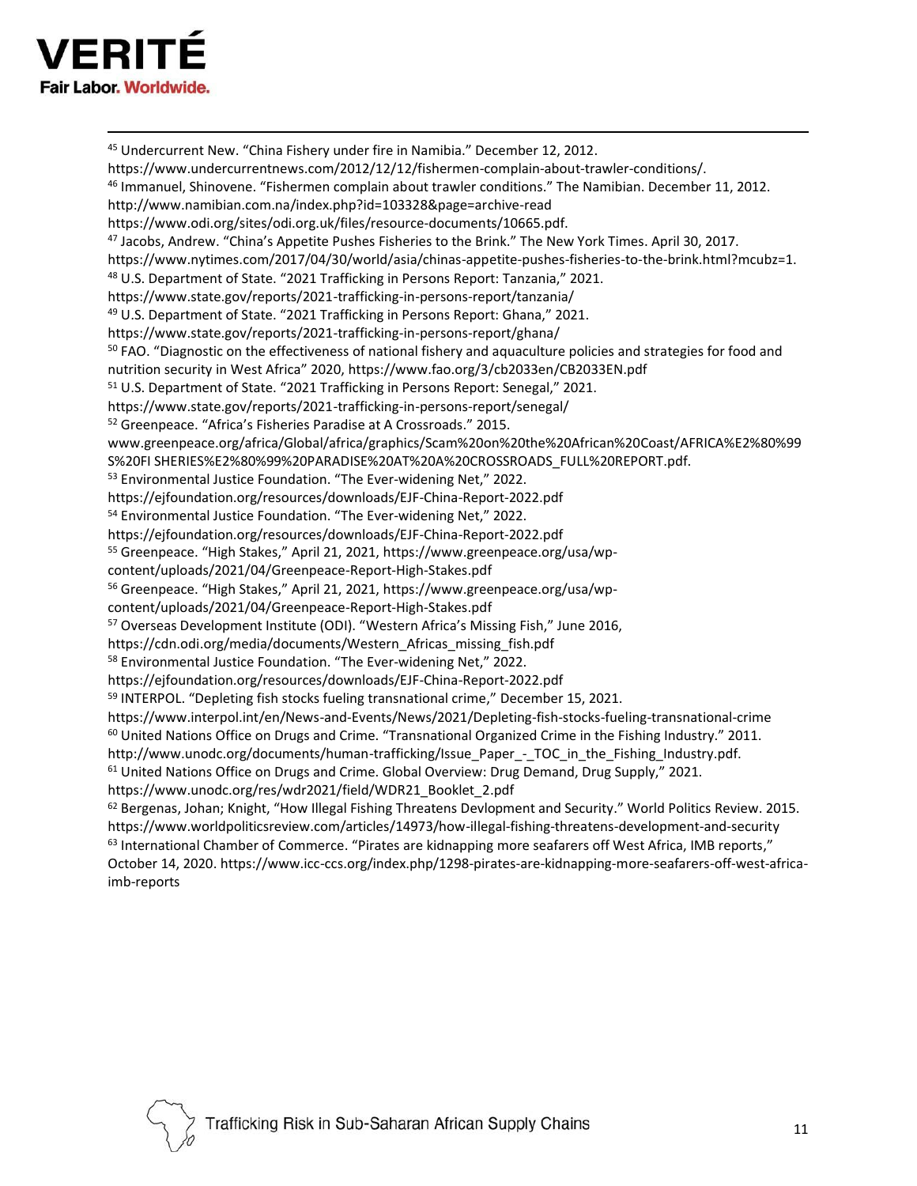[45] Undercurrent New. "China Fishery under fire in Namibia." December 12, 2012. https://www.undercurrentnews.com/2012/12/12/fishermen-complain-about-trawler-conditions/.

[46] Immanuel, Shinovene. "Fishermen complain about trawler conditions." The Namibian. December 11, 2012. http://www.namibian.com.na/index.php?id=103328&page=archive-read https://www.odi.org/sites/odi.org.uk/files/resource-documents/10665.pdf.

[47] Jacobs, Andrew. "China's Appetite Pushes Fisheries to the Brink." The New York Times. April 30, 2017. https://www.nytimes.com/2017/04/30/world/asia/chinas-appetite-pushes-fisheries-to-the-brink.html?mcubz=1.

[48] U.S. Department of State. "2021 Trafficking in Persons Report: Tanzania," 2021. https://www.state.gov/reports/2021-trafficking-in-persons-report/tanzania/

[49] U.S. Department of State. "2021 Trafficking in Persons Report: Ghana," 2021. https://www.state.gov/reports/2021-trafficking-in-persons-report/ghana/

[50] FAO. "Diagnostic on the effectiveness of national fishery and aquaculture policies and strategies for food and nutrition security in West Africa" 2020, https://www.fao.org/3/cb2033en/CB2033EN.pdf

[51] U.S. Department of State. "2021 Trafficking in Persons Report: Senegal," 2021. https://www.state.gov/reports/2021-trafficking-in-persons-report/senegal/

[52] Greenpeace. "Africa's Fisheries Paradise at A Crossroads." 2015. www.greenpeace.org/africa/Global/africa/graphics/Scam%20on%20the%20African%20Coast/AFRICA%E2%80%99S%20FI SHERIES%E2%80%99%20PARADISE%20AT%20A%20CROSSROADS_FULL%20REPORT.pdf.

[53] Environmental Justice Foundation. "The Ever-widening Net," 2022. https://ejfoundation.org/resources/downloads/EJF-China-Report-2022.pdf

[54] Environmental Justice Foundation. "The Ever-widening Net," 2022. https://ejfoundation.org/resources/downloads/EJF-China-Report-2022.pdf

[55] Greenpeace. "High Stakes," April 21, 2021, https://www.greenpeace.org/usa/wp-content/uploads/2021/04/Greenpeace-Report-High-Stakes.pdf

[56] Greenpeace. "High Stakes," April 21, 2021, https://www.greenpeace.org/usa/wp-content/uploads/2021/04/Greenpeace-Report-High-Stakes.pdf

[57] Overseas Development Institute (ODI). "Western Africa's Missing Fish," June 2016, https://cdn.odi.org/media/documents/Western_Africas_missing_fish.pdf

[58] Environmental Justice Foundation. "The Ever-widening Net," 2022. https://ejfoundation.org/resources/downloads/EJF-China-Report-2022.pdf

[59] INTERPOL. "Depleting fish stocks fueling transnational crime," December 15, 2021. https://www.interpol.int/en/News-and-Events/News/2021/Depleting-fish-stocks-fueling-transnational-crime

[60] United Nations Office on Drugs and Crime. "Transnational Organized Crime in the Fishing Industry." 2011. http://www.unodc.org/documents/human-trafficking/Issue_Paper_-_TOC_in_the_Fishing_Industry.pdf.

[61] United Nations Office on Drugs and Crime. Global Overview: Drug Demand, Drug Supply," 2021. https://www.unodc.org/res/wdr2021/field/WDR21_Booklet_2.pdf

[62] Bergenas, Johan; Knight, "How Illegal Fishing Threatens Devlopment and Security." World Politics Review. 2015. https://www.worldpoliticsreview.com/articles/14973/how-illegal-fishing-threatens-development-and-security

[63] International Chamber of Commerce. "Pirates are kidnapping more seafarers off West Africa, IMB reports," October 14, 2020. https://www.icc-ccs.org/index.php/1298-pirates-are-kidnapping-more-seafarers-off-west-africa-imb-reports